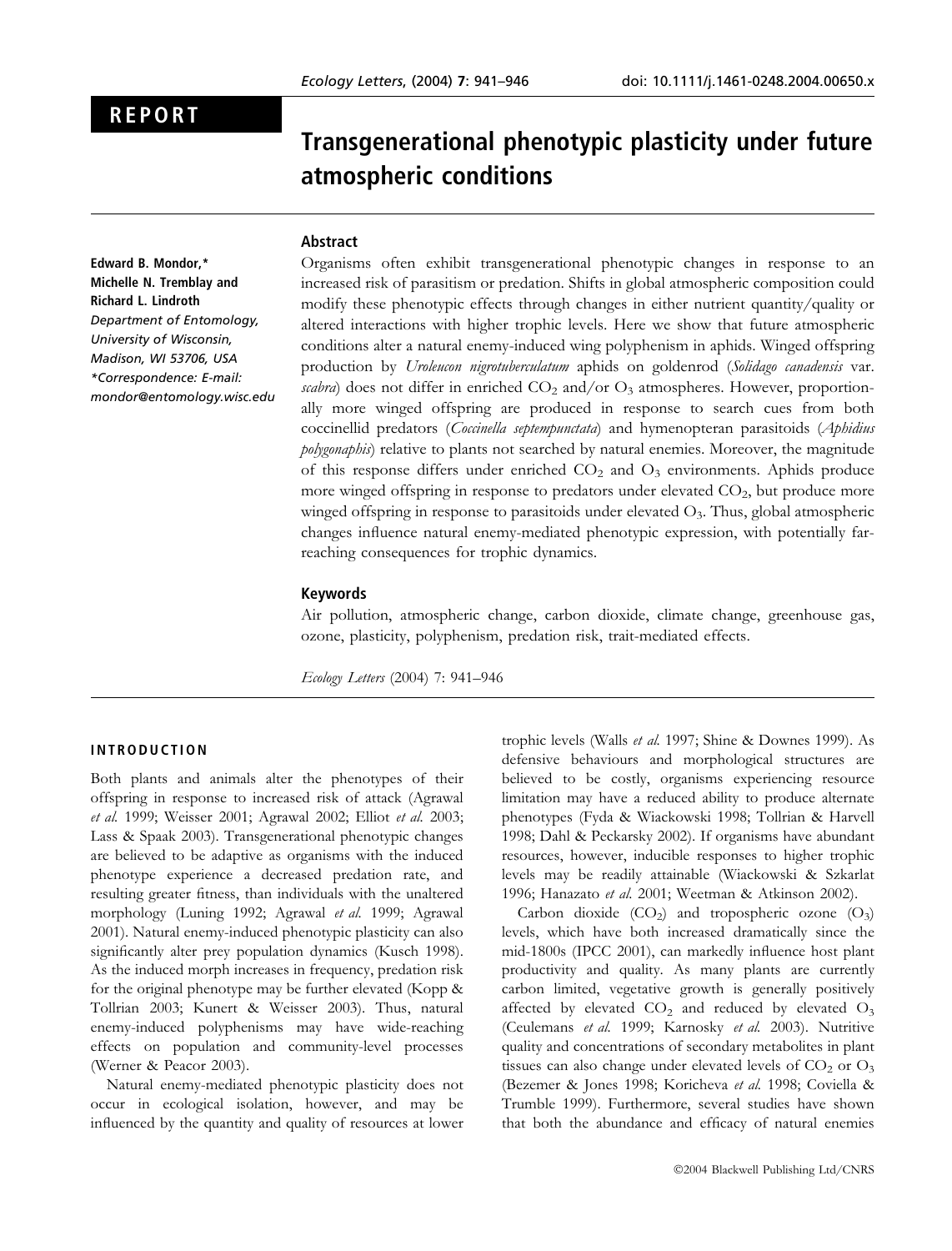REPORT

# Transgenerational phenotypic plasticity under future atmospheric conditions

**Edward B. Mondor,\* Michelle N. Tremblay and Richard L. Lindroth**
*Department of Entomology, University of Wisconsin, Madison, WI 53706, USA*
*\*Correspondence: E-mail: mondor@entomology.wisc.edu*

## Abstract

Organisms often exhibit transgenerational phenotypic changes in response to an increased risk of parasitism or predation. Shifts in global atmospheric composition could modify these phenotypic effects through changes in either nutrient quantity/quality or altered interactions with higher trophic levels. Here we show that future atmospheric conditions alter a natural enemy-induced wing polyphenism in aphids. Winged offspring production by *Uroleucon nigrotuberculatum* aphids on goldenrod (*Solidago canadensis* var. *scabra*) does not differ in enriched $CO_2$ and/or $O_3$ atmospheres. However, proportionally more winged offspring are produced in response to search cues from both coccinellid predators (*Coccinella septempunctata*) and hymenopteran parasitoids (*Aphidius polygonaphis*) relative to plants not searched by natural enemies. Moreover, the magnitude of this response differs under enriched $CO_2$ and $O_3$ environments. Aphids produce more winged offspring in response to predators under elevated $CO_2$, but produce more winged offspring in response to parasitoids under elevated $O_3$. Thus, global atmospheric changes influence natural enemy-mediated phenotypic expression, with potentially far-reaching consequences for trophic dynamics.

## Keywords

Air pollution, atmospheric change, carbon dioxide, climate change, greenhouse gas, ozone, plasticity, polyphenism, predation risk, trait-mediated effects.

## INTRODUCTION

Both plants and animals alter the phenotypes of their offspring in response to increased risk of attack (Agrawal *et al.* 1999; Weisser 2001; Agrawal 2002; Elliot *et al.* 2003; Lass & Spaak 2003). Transgenerational phenotypic changes are believed to be adaptive as organisms with the induced phenotype experience a decreased predation rate, and resulting greater fitness, than individuals with the unaltered morphology (Luning 1992; Agrawal *et al.* 1999; Agrawal 2001). Natural enemy-induced phenotypic plasticity can also significantly alter prey population dynamics (Kusch 1998). As the induced morph increases in frequency, predation risk for the original phenotype may be further elevated (Kopp & Tollrian 2003; Kunert & Weisser 2003). Thus, natural enemy-induced polyphenisms may have wide-reaching effects on population and community-level processes (Werner & Peacor 2003).

Natural enemy-mediated phenotypic plasticity does not occur in ecological isolation, however, and may be influenced by the quantity and quality of resources at lower trophic levels (Walls *et al.* 1997; Shine & Downes 1999). As defensive behaviours and morphological structures are believed to be costly, organisms experiencing resource limitation may have a reduced ability to produce alternate phenotypes (Fyda & Wiackowski 1998; Tollrian & Harvell 1998; Dahl & Peckarsky 2002). If organisms have abundant resources, however, inducible responses to higher trophic levels may be readily attainable (Wiackowski & Szkarlat 1996; Hanazato *et al.* 2001; Weetman & Atkinson 2002).

Carbon dioxide ($CO_2$) and tropospheric ozone ($O_3$) levels, which have both increased dramatically since the mid-1800s (IPCC 2001), can markedly influence host plant productivity and quality. As many plants are currently carbon limited, vegetative growth is generally positively affected by elevated $CO_2$ and reduced by elevated $O_3$ (Ceulemans *et al.* 1999; Karnosky *et al.* 2003). Nutritive quality and concentrations of secondary metabolites in plant tissues can also change under elevated levels of $CO_2$ or $O_3$ (Bezemer & Jones 1998; Koricheva *et al.* 1998; Coviella & Trumble 1999). Furthermore, several studies have shown that both the abundance and efficacy of natural enemies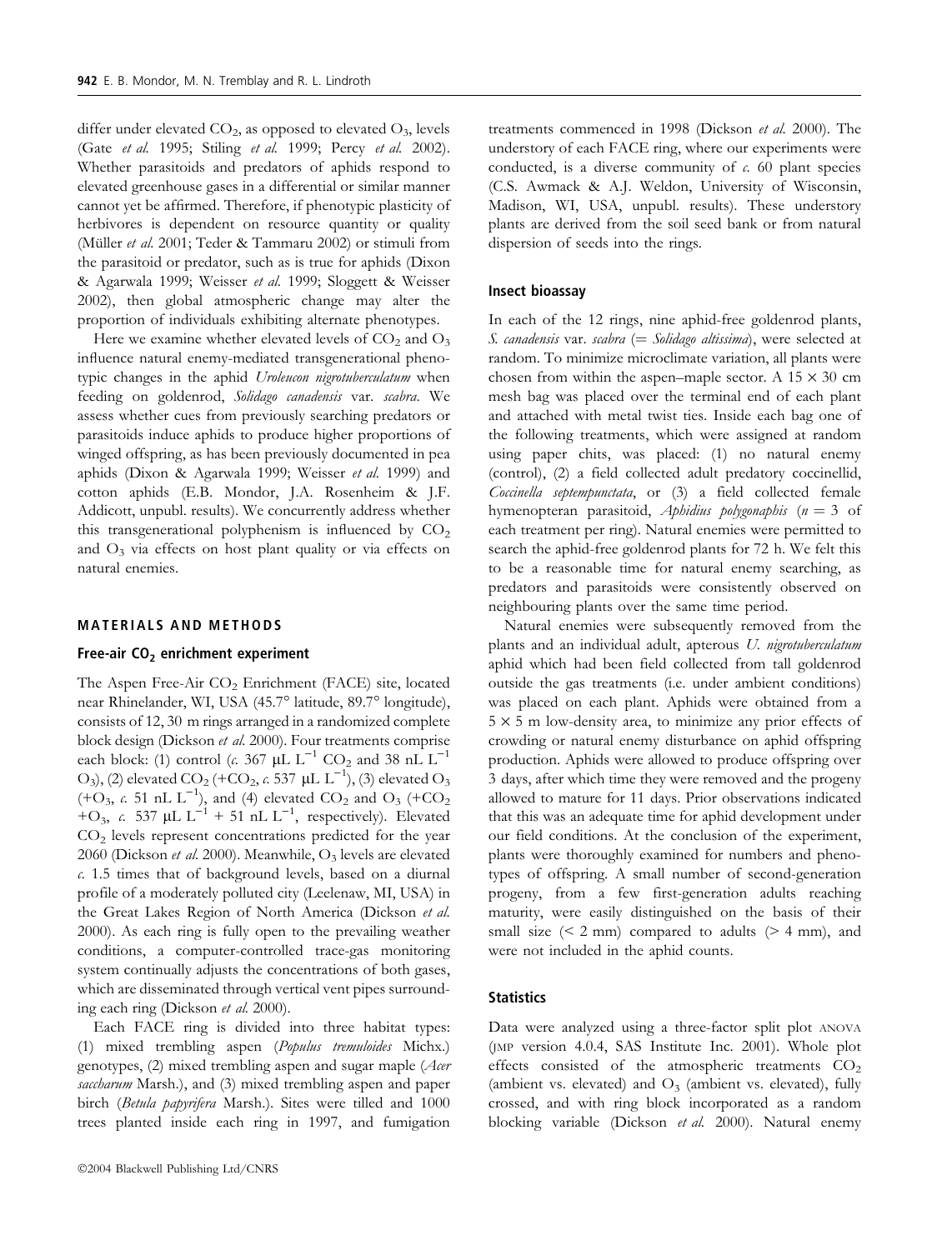differ under elevated $CO_2$, as opposed to elevated $O_3$, levels (Gate *et al.* 1995; Stiling *et al.* 1999; Percy *et al.* 2002). Whether parasitoids and predators of aphids respond to elevated greenhouse gases in a differential or similar manner cannot yet be affirmed. Therefore, if phenotypic plasticity of herbivores is dependent on resource quantity or quality (Müller *et al.* 2001; Teder & Tammaru 2002) or stimuli from the parasitoid or predator, such as is true for aphids (Dixon & Agarwala 1999; Weisser *et al.* 1999; Sloggett & Weisser 2002), then global atmospheric change may alter the proportion of individuals exhibiting alternate phenotypes.

Here we examine whether elevated levels of $CO_2$ and $O_3$ influence natural enemy-mediated transgenerational phenotypic changes in the aphid *Uroleucon nigrotuberculatum* when feeding on goldenrod, *Solidago canadensis* var. *scabra*. We assess whether cues from previously searching predators or parasitoids induce aphids to produce higher proportions of winged offspring, as has been previously documented in pea aphids (Dixon & Agarwala 1999; Weisser *et al.* 1999) and cotton aphids (E.B. Mondor, J.A. Rosenheim & J.F. Addicott, unpubl. results). We concurrently address whether this transgenerational polyphenism is influenced by $CO_2$ and $O_3$ via effects on host plant quality or via effects on natural enemies.

## MATERIALS AND METHODS

### Free-air $CO_2$ enrichment experiment

The Aspen Free-Air $CO_2$ Enrichment (FACE) site, located near Rhinelander, WI, USA (45.7° latitude, 89.7° longitude), consists of 12, 30 m rings arranged in a randomized complete block design (Dickson *et al.* 2000). Four treatments comprise each block: (1) control (*c.* 367 $\mu L\ L^{-1}$ $CO_2$ and 38 $nL\ L^{-1}$ $O_3$), (2) elevated $CO_2$ (+$CO_2$, *c.* 537 $\mu L\ L^{-1}$), (3) elevated $O_3$ (+$O_3$, *c.* 51 $nL\ L^{-1}$), and (4) elevated $CO_2$ and $O_3$ (+$CO_2$ +$O_3$, *c.* 537 $\mu L\ L^{-1}$ + 51 $nL\ L^{-1}$, respectively). Elevated $CO_2$ levels represent concentrations predicted for the year 2060 (Dickson *et al.* 2000). Meanwhile, $O_3$ levels are elevated *c.* 1.5 times that of background levels, based on a diurnal profile of a moderately polluted city (Leelenaw, MI, USA) in the Great Lakes Region of North America (Dickson *et al.* 2000). As each ring is fully open to the prevailing weather conditions, a computer-controlled trace-gas monitoring system continually adjusts the concentrations of both gases, which are disseminated through vertical vent pipes surrounding each ring (Dickson *et al.* 2000).

Each FACE ring is divided into three habitat types: (1) mixed trembling aspen (*Populus tremuloides* Michx.) genotypes, (2) mixed trembling aspen and sugar maple (*Acer saccharum* Marsh.), and (3) mixed trembling aspen and paper birch (*Betula papyrifera* Marsh.). Sites were tilled and 1000 trees planted inside each ring in 1997, and fumigation treatments commenced in 1998 (Dickson *et al.* 2000). The understory of each FACE ring, where our experiments were conducted, is a diverse community of *c.* 60 plant species (C.S. Awmack & A.J. Weldon, University of Wisconsin, Madison, WI, USA, unpubl. results). These understory plants are derived from the soil seed bank or from natural dispersion of seeds into the rings.

### Insect bioassay

In each of the 12 rings, nine aphid-free goldenrod plants, *S. canadensis* var. *scabra* (= *Solidago altissima*), were selected at random. To minimize microclimate variation, all plants were chosen from within the aspen–maple sector. A 15 × 30 cm mesh bag was placed over the terminal end of each plant and attached with metal twist ties. Inside each bag one of the following treatments, which were assigned at random using paper chits, was placed: (1) no natural enemy (control), (2) a field collected adult predatory coccinellid, *Coccinella septempunctata*, or (3) a field collected female hymenopteran parasitoid, *Aphidius polygonaphis* ($n = 3$ of each treatment per ring). Natural enemies were permitted to search the aphid-free goldenrod plants for 72 h. We felt this to be a reasonable time for natural enemy searching, as predators and parasitoids were consistently observed on neighbouring plants over the same time period.

Natural enemies were subsequently removed from the plants and an individual adult, apterous *U. nigrotuberculatum* aphid which had been field collected from tall goldenrod outside the gas treatments (i.e. under ambient conditions) was placed on each plant. Aphids were obtained from a 5 × 5 m low-density area, to minimize any prior effects of crowding or natural enemy disturbance on aphid offspring production. Aphids were allowed to produce offspring over 3 days, after which time they were removed and the progeny allowed to mature for 11 days. Prior observations indicated that this was an adequate time for aphid development under our field conditions. At the conclusion of the experiment, plants were thoroughly examined for numbers and phenotypes of offspring. A small number of second-generation progeny, from a few first-generation adults reaching maturity, were easily distinguished on the basis of their small size (< 2 mm) compared to adults (> 4 mm), and were not included in the aphid counts.

### Statistics

Data were analyzed using a three-factor split plot ANOVA (JMP version 4.0.4, SAS Institute Inc. 2001). Whole plot effects consisted of the atmospheric treatments $CO_2$ (ambient vs. elevated) and $O_3$ (ambient vs. elevated), fully crossed, and with ring block incorporated as a random blocking variable (Dickson *et al.* 2000). Natural enemy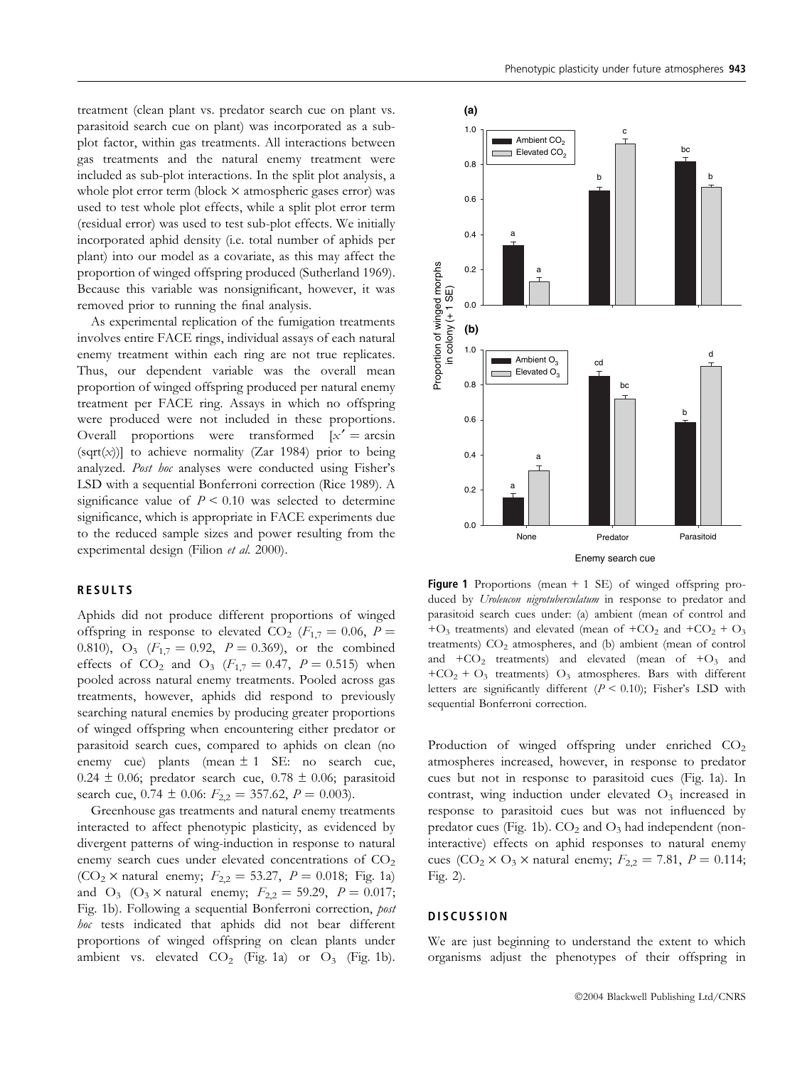treatment (clean plant vs. predator search cue on plant vs. parasitoid search cue on plant) was incorporated as a sub-plot factor, within gas treatments. All interactions between gas treatments and the natural enemy treatment were included as sub-plot interactions. In the split plot analysis, a whole plot error term (block × atmospheric gases error) was used to test whole plot effects, while a split plot error term (residual error) was used to test sub-plot effects. We initially incorporated aphid density (i.e. total number of aphids per plant) into our model as a covariate, as this may affect the proportion of winged offspring produced (Sutherland 1969). Because this variable was nonsignificant, however, it was removed prior to running the final analysis.

As experimental replication of the fumigation treatments involves entire FACE rings, individual assays of each natural enemy treatment within each ring are not true replicates. Thus, our dependent variable was the overall mean proportion of winged offspring produced per natural enemy treatment per FACE ring. Assays in which no offspring were produced were not included in these proportions. Overall proportions were transformed [$x' = \arcsin(\mathrm{sqrt}(x))$] to achieve normality (Zar 1984) prior to being analyzed. *Post hoc* analyses were conducted using Fisher's LSD with a sequential Bonferroni correction (Rice 1989). A significance value of $P < 0.10$ was selected to determine significance, which is appropriate in FACE experiments due to the reduced sample sizes and power resulting from the experimental design (Filion *et al.* 2000).

## RESULTS

Aphids did not produce different proportions of winged offspring in response to elevated $CO_2$ ($F_{1,7} = 0.06$, $P = 0.810$), $O_3$ ($F_{1,7} = 0.92$, $P = 0.369$), or the combined effects of $CO_2$ and $O_3$ ($F_{1,7} = 0.47$, $P = 0.515$) when pooled across natural enemy treatments. Pooled across gas treatments, however, aphids did respond to previously searching natural enemies by producing greater proportions of winged offspring when encountering either predator or parasitoid search cues, compared to aphids on clean (no enemy cue) plants (mean ± 1 SE: no search cue, 0.24 ± 0.06; predator search cue, 0.78 ± 0.06; parasitoid search cue, 0.74 ± 0.06: $F_{2,2} = 357.62$, $P = 0.003$).

Greenhouse gas treatments and natural enemy treatments interacted to affect phenotypic plasticity, as evidenced by divergent patterns of wing-induction in response to natural enemy search cues under elevated concentrations of $CO_2$ ($CO_2$ × natural enemy; $F_{2,2} = 53.27$, $P = 0.018$; Fig. 1a) and $O_3$ ($O_3$ × natural enemy; $F_{2,2} = 59.29$, $P = 0.017$; Fig. 1b). Following a sequential Bonferroni correction, *post hoc* tests indicated that aphids did not bear different proportions of winged offspring on clean plants under ambient vs. elevated $CO_2$ (Fig. 1a) or $O_3$ (Fig. 1b). Production of winged offspring under enriched $CO_2$ atmospheres increased, however, in response to predator cues but not in response to parasitoid cues (Fig. 1a). In contrast, wing induction under elevated $O_3$ increased in response to parasitoid cues but was not influenced by predator cues (Fig. 1b). $CO_2$ and $O_3$ had independent (non-interactive) effects on aphid responses to natural enemy cues ($CO_2$ × $O_3$ × natural enemy; $F_{2,2} = 7.81$, $P = 0.114$; Fig. 2).

**Figure 1** Proportions (mean + 1 SE) of winged offspring produced by *Uroleucon nigrotuberculatum* in response to predator and parasitoid search cues under: (a) ambient (mean of control and $+O_3$ treatments) and elevated (mean of $+CO_2$ and $+CO_2 + O_3$ treatments) $CO_2$ atmospheres, and (b) ambient (mean of control and $+CO_2$ treatments) and elevated (mean of $+O_3$ and $+CO_2 + O_3$ treatments) $O_3$ atmospheres. Bars with different letters are significantly different ($P < 0.10$); Fisher's LSD with sequential Bonferroni correction.

## DISCUSSION

We are just beginning to understand the extent to which organisms adjust the phenotypes of their offspring in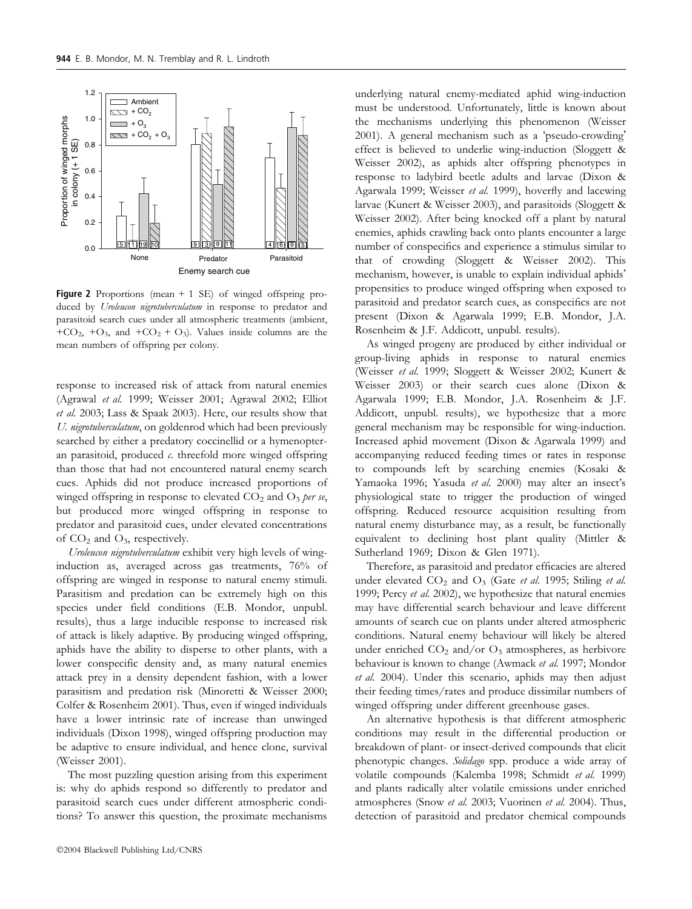**Figure 2** Proportions (mean + 1 SE) of winged offspring produced by *Uroleucon nigrotuberculatum* in response to predator and parasitoid search cues under all atmospheric treatments (ambient, $+CO_2$, $+O_3$, and $+CO_2 + O_3$). Values inside columns are the mean numbers of offspring per colony.

response to increased risk of attack from natural enemies (Agrawal *et al.* 1999; Weisser 2001; Agrawal 2002; Elliot *et al.* 2003; Lass & Spaak 2003). Here, our results show that *U. nigrotuberculatum*, on goldenrod which had been previously searched by either a predatory coccinellid or a hymenopteran parasitoid, produced *c.* threefold more winged offspring than those that had not encountered natural enemy search cues. Aphids did not produce increased proportions of winged offspring in response to elevated $CO_2$ and $O_3$ *per se*, but produced more winged offspring in response to predator and parasitoid cues, under elevated concentrations of $CO_2$ and $O_3$, respectively.

*Uroleucon nigrotuberculatum* exhibit very high levels of wing-induction as, averaged across gas treatments, 76% of offspring are winged in response to natural enemy stimuli. Parasitism and predation can be extremely high on this species under field conditions (E.B. Mondor, unpubl. results), thus a large inducible response to increased risk of attack is likely adaptive. By producing winged offspring, aphids have the ability to disperse to other plants, with a lower conspecific density and, as many natural enemies attack prey in a density dependent fashion, with a lower parasitism and predation risk (Minoretti & Weisser 2000; Colfer & Rosenheim 2001). Thus, even if winged individuals have a lower intrinsic rate of increase than unwinged individuals (Dixon 1998), winged offspring production may be adaptive to ensure individual, and hence clone, survival (Weisser 2001).

The most puzzling question arising from this experiment is: why do aphids respond so differently to predator and parasitoid search cues under different atmospheric conditions? To answer this question, the proximate mechanisms underlying natural enemy-mediated aphid wing-induction must be understood. Unfortunately, little is known about the mechanisms underlying this phenomenon (Weisser 2001). A general mechanism such as a 'pseudo-crowding' effect is believed to underlie wing-induction (Sloggett & Weisser 2002), as aphids alter offspring phenotypes in response to ladybird beetle adults and larvae (Dixon & Agarwala 1999; Weisser *et al.* 1999), hoverfly and lacewing larvae (Kunert & Weisser 2003), and parasitoids (Sloggett & Weisser 2002). After being knocked off a plant by natural enemies, aphids crawling back onto plants encounter a large number of conspecifics and experience a stimulus similar to that of crowding (Sloggett & Weisser 2002). This mechanism, however, is unable to explain individual aphids' propensities to produce winged offspring when exposed to parasitoid and predator search cues, as conspecifics are not present (Dixon & Agarwala 1999; E.B. Mondor, J.A. Rosenheim & J.F. Addicott, unpubl. results).

As winged progeny are produced by either individual or group-living aphids in response to natural enemies (Weisser *et al.* 1999; Sloggett & Weisser 2002; Kunert & Weisser 2003) or their search cues alone (Dixon & Agarwala 1999; E.B. Mondor, J.A. Rosenheim & J.F. Addicott, unpubl. results), we hypothesize that a more general mechanism may be responsible for wing-induction. Increased aphid movement (Dixon & Agarwala 1999) and accompanying reduced feeding times or rates in response to compounds left by searching enemies (Kosaki & Yamaoka 1996; Yasuda *et al.* 2000) may alter an insect's physiological state to trigger the production of winged offspring. Reduced resource acquisition resulting from natural enemy disturbance may, as a result, be functionally equivalent to declining host plant quality (Mittler & Sutherland 1969; Dixon & Glen 1971).

Therefore, as parasitoid and predator efficacies are altered under elevated $CO_2$ and $O_3$ (Gate *et al.* 1995; Stiling *et al.* 1999; Percy *et al.* 2002), we hypothesize that natural enemies may have differential search behaviour and leave different amounts of search cue on plants under altered atmospheric conditions. Natural enemy behaviour will likely be altered under enriched $CO_2$ and/or $O_3$ atmospheres, as herbivore behaviour is known to change (Awmack *et al.* 1997; Mondor *et al.* 2004). Under this scenario, aphids may then adjust their feeding times/rates and produce dissimilar numbers of winged offspring under different greenhouse gases.

An alternative hypothesis is that different atmospheric conditions may result in the differential production or breakdown of plant- or insect-derived compounds that elicit phenotypic changes. *Solidago* spp. produce a wide array of volatile compounds (Kalemba 1998; Schmidt *et al.* 1999) and plants radically alter volatile emissions under enriched atmospheres (Snow *et al.* 2003; Vuorinen *et al.* 2004). Thus, detection of parasitoid and predator chemical compounds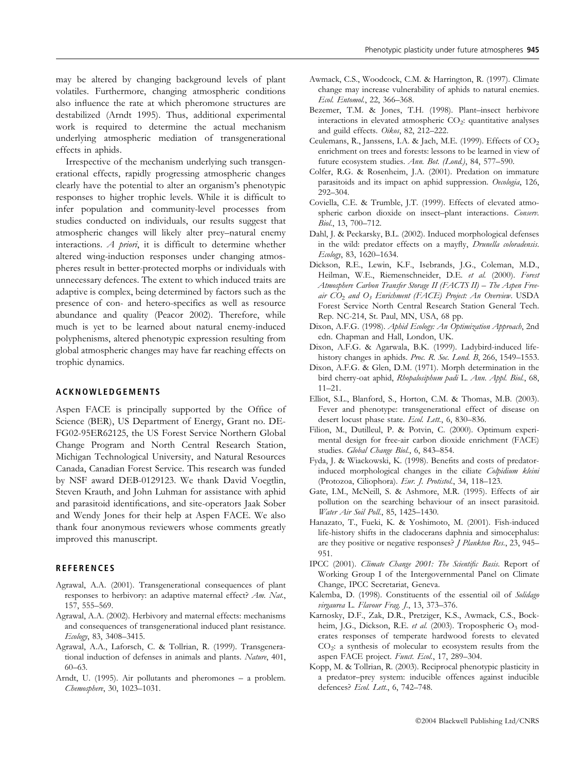may be altered by changing background levels of plant volatiles. Furthermore, changing atmospheric conditions also influence the rate at which pheromone structures are destabilized (Arndt 1995). Thus, additional experimental work is required to determine the actual mechanism underlying atmospheric mediation of transgenerational effects in aphids.

Irrespective of the mechanism underlying such transgenerational effects, rapidly progressing atmospheric changes clearly have the potential to alter an organism's phenotypic responses to higher trophic levels. While it is difficult to infer population and community-level processes from studies conducted on individuals, our results suggest that atmospheric changes will likely alter prey–natural enemy interactions. *A priori*, it is difficult to determine whether altered wing-induction responses under changing atmospheres result in better-protected morphs or individuals with unnecessary defences. The extent to which induced traits are adaptive is complex, being determined by factors such as the presence of con- and hetero-specifics as well as resource abundance and quality (Peacor 2002). Therefore, while much is yet to be learned about natural enemy-induced polyphenisms, altered phenotypic expression resulting from global atmospheric changes may have far reaching effects on trophic dynamics.

## ACKNOWLEDGEMENTS

Aspen FACE is principally supported by the Office of Science (BER), US Department of Energy, Grant no. DE-FG02-95ER62125, the US Forest Service Northern Global Change Program and North Central Research Station, Michigan Technological University, and Natural Resources Canada, Canadian Forest Service. This research was funded by NSF award DEB-0129123. We thank David Voegtlin, Steven Krauth, and John Luhman for assistance with aphid and parasitoid identifications, and site-operators Jaak Sober and Wendy Jones for their help at Aspen FACE. We also thank four anonymous reviewers whose comments greatly improved this manuscript.

## REFERENCES

Agrawal, A.A. (2001). Transgenerational consequences of plant responses to herbivory: an adaptive maternal effect? *Am. Nat.*, 157, 555–569.

Agrawal, A.A. (2002). Herbivory and maternal effects: mechanisms and consequences of transgenerational induced plant resistance. *Ecology*, 83, 3408–3415.

Agrawal, A.A., Laforsch, C. & Tollrian, R. (1999). Transgenerational induction of defenses in animals and plants. *Nature*, 401, 60–63.

Arndt, U. (1995). Air pollutants and pheromones – a problem. *Chemosphere*, 30, 1023–1031.

Awmack, C.S., Woodcock, C.M. & Harrington, R. (1997). Climate change may increase vulnerability of aphids to natural enemies. *Ecol. Entomol.*, 22, 366–368.

Bezemer, T.M. & Jones, T.H. (1998). Plant–insect herbivore interactions in elevated atmospheric $CO_2$: quantitative analyses and guild effects. *Oikos*, 82, 212–222.

Ceulemans, R., Janssens, I.A. & Jach, M.E. (1999). Effects of $CO_2$ enrichment on trees and forests: lessons to be learned in view of future ecosystem studies. *Ann. Bot. (Lond.)*, 84, 577–590.

Colfer, R.G. & Rosenheim, J.A. (2001). Predation on immature parasitoids and its impact on aphid suppression. *Oecologia*, 126, 292–304.

Coviella, C.E. & Trumble, J.T. (1999). Effects of elevated atmospheric carbon dioxide on insect–plant interactions. *Conserv. Biol.*, 13, 700–712.

Dahl, J. & Peckarsky, B.L. (2002). Induced morphological defenses in the wild: predator effects on a mayfly, *Drunella coloradensis*. *Ecology*, 83, 1620–1634.

Dickson, R.E., Lewin, K.F., Isebrands, J.G., Coleman, M.D., Heilman, W.E., Riemenschneider, D.E. *et al.* (2000). *Forest Atmosphere Carbon Transfer Storage II (FACTS II) – The Aspen Free-air $CO_2$ and $O_3$ Enrichment (FACE) Project: An Overview*. USDA Forest Service North Central Research Station General Tech. Rep. NC-214, St. Paul, MN, USA, 68 pp.

Dixon, A.F.G. (1998). *Aphid Ecology: An Optimization Approach*, 2nd edn. Chapman and Hall, London, UK.

Dixon, A.F.G. & Agarwala, B.K. (1999). Ladybird-induced life-history changes in aphids. *Proc. R. Soc. Lond. B*, 266, 1549–1553.

Dixon, A.F.G. & Glen, D.M. (1971). Morph determination in the bird cherry-oat aphid, *Rhopalosiphum padi* L. *Ann. Appl. Biol.*, 68, 11–21.

Elliot, S.L., Blanford, S., Horton, C.M. & Thomas, M.B. (2003). Fever and phenotype: transgenerational effect of disease on desert locust phase state. *Ecol. Lett.*, 6, 830–836.

Filion, M., Dutilleul, P. & Potvin, C. (2000). Optimum experimental design for free-air carbon dioxide enrichment (FACE) studies. *Global Change Biol.*, 6, 843–854.

Fyda, J. & Wiackowski, K. (1998). Benefits and costs of predator-induced morphological changes in the ciliate *Colpidium kleini* (Protozoa, Ciliophora). *Eur. J. Protistol.*, 34, 118–123.

Gate, I.M., McNeill, S. & Ashmore, M.R. (1995). Effects of air pollution on the searching behaviour of an insect parasitoid. *Water Air Soil Poll.*, 85, 1425–1430.

Hanazato, T., Fueki, K. & Yoshimoto, M. (2001). Fish-induced life-history shifts in the cladocerans daphnia and simocephalus: are they positive or negative responses? *J Plankton Res.*, 23, 945–951.

IPCC (2001). *Climate Change 2001: The Scientific Basis*. Report of Working Group I of the Intergovernmental Panel on Climate Change, IPCC Secretariat, Geneva.

Kalemba, D. (1998). Constituents of the essential oil of *Solidago virgaurea* L. *Flavour Frag. J.*, 13, 373–376.

Karnosky, D.F., Zak, D.R., Pretziger, K.S., Awmack, C.S., Bockheim, J.G., Dickson, R.E. *et al.* (2003). Tropospheric $O_3$ moderates responses of temperate hardwood forests to elevated $CO_2$: a synthesis of molecular to ecosystem results from the aspen FACE project. *Funct. Ecol.*, 17, 289–304.

Kopp, M. & Tollrian, R. (2003). Reciprocal phenotypic plasticity in a predator–prey system: inducible offences against inducible defences? *Ecol. Lett.*, 6, 742–748.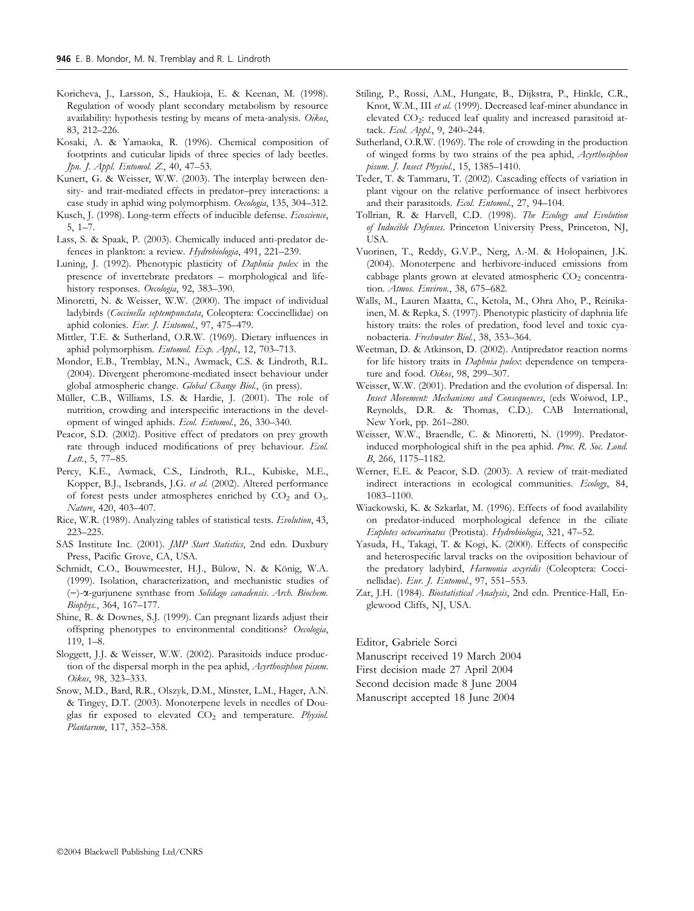Koricheva, J., Larsson, S., Haukioja, E. & Keenan, M. (1998). Regulation of woody plant secondary metabolism by resource availability: hypothesis testing by means of meta-analysis. *Oikos*, 83, 212–226.

Kosaki, A. & Yamaoka, R. (1996). Chemical composition of footprints and cuticular lipids of three species of lady beetles. *Jpn. J. Appl. Entomol. Z.*, 40, 47–53.

Kunert, G. & Weisser, W.W. (2003). The interplay between density- and trait-mediated effects in predator–prey interactions: a case study in aphid wing polymorphism. *Oecologia*, 135, 304–312.

Kusch, J. (1998). Long-term effects of inducible defense. *Ecoscience*, 5, 1–7.

Lass, S. & Spaak, P. (2003). Chemically induced anti-predator defences in plankton: a review. *Hydrobiologia*, 491, 221–239.

Luning, J. (1992). Phenotypic plasticity of *Daphnia pulex* in the presence of invertebrate predators – morphological and life-history responses. *Oecologia*, 92, 383–390.

Minoretti, N. & Weisser, W.W. (2000). The impact of individual ladybirds (*Coccinella septempunctata*, Coleoptera: Coccinellidae) on aphid colonies. *Eur. J. Entomol.*, 97, 475–479.

Mittler, T.E. & Sutherland, O.R.W. (1969). Dietary influences in aphid polymorphism. *Entomol. Exp. Appl.*, 12, 703–713.

Mondor, E.B., Tremblay, M.N., Awmack, C.S. & Lindroth, R.L. (2004). Divergent pheromone-mediated insect behaviour under global atmospheric change. *Global Change Biol.*, (in press).

Müller, C.B., Williams, I.S. & Hardie, J. (2001). The role of nutrition, crowding and interspecific interactions in the development of winged aphids. *Ecol. Entomol.*, 26, 330–340.

Peacor, S.D. (2002). Positive effect of predators on prey growth rate through induced modifications of prey behaviour. *Ecol. Lett.*, 5, 77–85.

Percy, K.E., Awmack, C.S., Lindroth, R.L., Kubiske, M.E., Kopper, B.J., Isebrands, J.G. *et al.* (2002). Altered performance of forest pests under atmospheres enriched by $CO_2$ and $O_3$. *Nature*, 420, 403–407.

Rice, W.R. (1989). Analyzing tables of statistical tests. *Evolution*, 43, 223–225.

SAS Institute Inc. (2001). *JMP Start Statistics*, 2nd edn. Duxbury Press, Pacific Grove, CA, USA.

Schmidt, C.O., Bouwmeester, H.J., Bülow, N. & König, W.A. (1999). Isolation, characterization, and mechanistic studies of (−)-α-gurjunene synthase from *Solidago canadensis*. *Arch. Biochem. Biophys.*, 364, 167–177.

Shine, R. & Downes, S.J. (1999). Can pregnant lizards adjust their offspring phenotypes to environmental conditions? *Oecologia*, 119, 1–8.

Sloggett, J.J. & Weisser, W.W. (2002). Parasitoids induce production of the dispersal morph in the pea aphid, *Acyrthosiphon pisum*. *Oikos*, 98, 323–333.

Snow, M.D., Bard, R.R., Olszyk, D.M., Minster, L.M., Hager, A.N. & Tingey, D.T. (2003). Monoterpene levels in needles of Douglas fir exposed to elevated $CO_2$ and temperature. *Physiol. Plantarum*, 117, 352–358.

Stiling, P., Rossi, A.M., Hungate, B., Dijkstra, P., Hinkle, C.R., Knot, W.M., III *et al.* (1999). Decreased leaf-miner abundance in elevated $CO_2$: reduced leaf quality and increased parasitoid attack. *Ecol. Appl.*, 9, 240–244.

Sutherland, O.R.W. (1969). The role of crowding in the production of winged forms by two strains of the pea aphid, *Acyrthosiphon pisum*. *J. Insect Physiol.*, 15, 1385–1410.

Teder, T. & Tammaru, T. (2002). Cascading effects of variation in plant vigour on the relative performance of insect herbivores and their parasitoids. *Ecol. Entomol.*, 27, 94–104.

Tollrian, R. & Harvell, C.D. (1998). *The Ecology and Evolution of Inducible Defenses*. Princeton University Press, Princeton, NJ, USA.

Vuorinen, T., Reddy, G.V.P., Nerg, A.-M. & Holopainen, J.K. (2004). Monoterpene and herbivore-induced emissions from cabbage plants grown at elevated atmospheric $CO_2$ concentration. *Atmos. Environ.*, 38, 675–682.

Walls, M., Lauren Maatta, C., Ketola, M., Ohra Aho, P., Reinikainen, M. & Repka, S. (1997). Phenotypic plasticity of daphnia life history traits: the roles of predation, food level and toxic cyanobacteria. *Freshwater Biol.*, 38, 353–364.

Weetman, D. & Atkinson, D. (2002). Antipredator reaction norms for life history traits in *Daphnia pulex*: dependence on temperature and food. *Oikos*, 98, 299–307.

Weisser, W.W. (2001). Predation and the evolution of dispersal. In: *Insect Movement: Mechanisms and Consequences*, (eds Woiwod, I.P., Reynolds, D.R. & Thomas, C.D.). CAB International, New York, pp. 261–280.

Weisser, W.W., Braendle, C. & Minoretti, N. (1999). Predator-induced morphological shift in the pea aphid. *Proc. R. Soc. Lond. B*, 266, 1175–1182.

Werner, E.E. & Peacor, S.D. (2003). A review of trait-mediated indirect interactions in ecological communities. *Ecology*, 84, 1083–1100.

Wiackowski, K. & Szkarlat, M. (1996). Effects of food availability on predator-induced morphological defence in the ciliate *Euplotes octocarinatus* (Protista). *Hydrobiologia*, 321, 47–52.

Yasuda, H., Takagi, T. & Kogi, K. (2000). Effects of conspecific and heterospecific larval tracks on the oviposition behaviour of the predatory ladybird, *Harmonia axyridis* (Coleoptera: Coccinellidae). *Eur. J. Entomol.*, 97, 551–553.

Zar, J.H. (1984). *Biostatistical Analysis*, 2nd edn. Prentice-Hall, Englewood Cliffs, NJ, USA.

Editor, Gabriele Sorci
Manuscript received 19 March 2004
First decision made 27 April 2004
Second decision made 8 June 2004
Manuscript accepted 18 June 2004